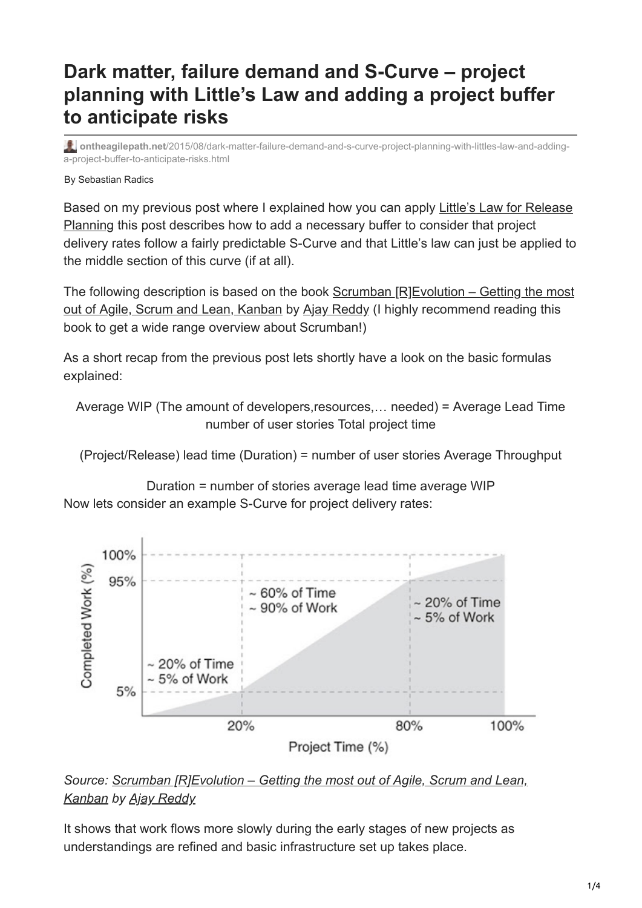# Dark matter, failure demand and S-Curve – project planning with Little's Law and adding a project buffer to anticipate risks

ontheagilepath.net/2015/08/dark-matter-failure-demand-and-s-curve-project-planning-with-littles-law-and-adding-a-project-buffer-to-anticipate-risks.html

By Sebastian Radics

Based on my previous post where I explained how you can apply Little's Law for Release Planning this post describes how to add a necessary buffer to consider that project delivery rates follow a fairly predictable S-Curve and that Little's law can just be applied to the middle section of this curve (if at all).

The following description is based on the book Scrumban [R]Evolution – Getting the most out of Agile, Scrum and Lean, Kanban by Ajay Reddy (I highly recommend reading this book to get a wide range overview about Scrumban!)

As a short recap from the previous post lets shortly have a look on the basic formulas explained:

Average WIP (The amount of developers,resources,… needed) = Average Lead Time number of user stories Total project time

(Project/Release) lead time (Duration) = number of user stories Average Throughput

Duration = number of stories average lead time average WIP

Now lets consider an example S-Curve for project delivery rates:

*Source: Scrumban [R]Evolution – Getting the most out of Agile, Scrum and Lean, Kanban by Ajay Reddy*

It shows that work flows more slowly during the early stages of new projects as understandings are refined and basic infrastructure set up takes place.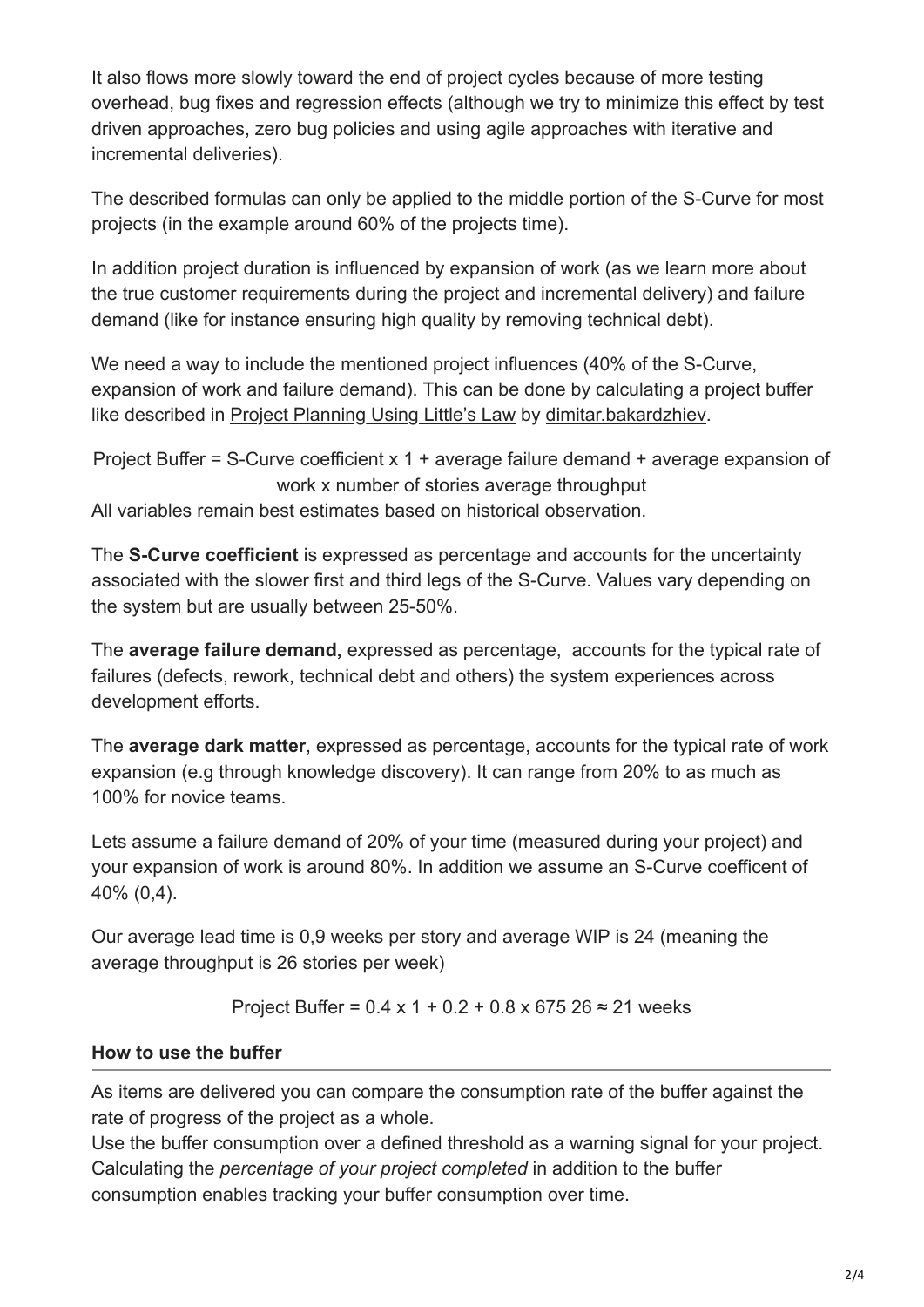It also flows more slowly toward the end of project cycles because of more testing overhead, bug fixes and regression effects (although we try to minimize this effect by test driven approaches, zero bug policies and using agile approaches with iterative and incremental deliveries).

The described formulas can only be applied to the middle portion of the S-Curve for most projects (in the example around 60% of the projects time).

In addition project duration is influenced by expansion of work (as we learn more about the true customer requirements during the project and incremental delivery) and failure demand (like for instance ensuring high quality by removing technical debt).

We need a way to include the mentioned project influences (40% of the S-Curve, expansion of work and failure demand). This can be done by calculating a project buffer like described in [Project Planning Using Little's Law](#) by [dimitar.bakardzhiev](#).

Project Buffer = S-Curve coefficient x 1 + average failure demand + average expansion of work x number of stories average throughput

All variables remain best estimates based on historical observation.

The **S-Curve coefficient** is expressed as percentage and accounts for the uncertainty associated with the slower first and third legs of the S-Curve. Values vary depending on the system but are usually between 25-50%.

The **average failure demand,** expressed as percentage, accounts for the typical rate of failures (defects, rework, technical debt and others) the system experiences across development efforts.

The **average dark matter**, expressed as percentage, accounts for the typical rate of work expansion (e.g through knowledge discovery). It can range from 20% to as much as 100% for novice teams.

Lets assume a failure demand of 20% of your time (measured during your project) and your expansion of work is around 80%. In addition we assume an S-Curve coefficent of 40% (0,4).

Our average lead time is 0,9 weeks per story and average WIP is 24 (meaning the average throughput is 26 stories per week)

Project Buffer = 0.4 x 1 + 0.2 + 0.8 x 675 26 ≈ 21 weeks

#### How to use the buffer

As items are delivered you can compare the consumption rate of the buffer against the rate of progress of the project as a whole.
Use the buffer consumption over a defined threshold as a warning signal for your project. Calculating the *percentage of your project completed* in addition to the buffer consumption enables tracking your buffer consumption over time.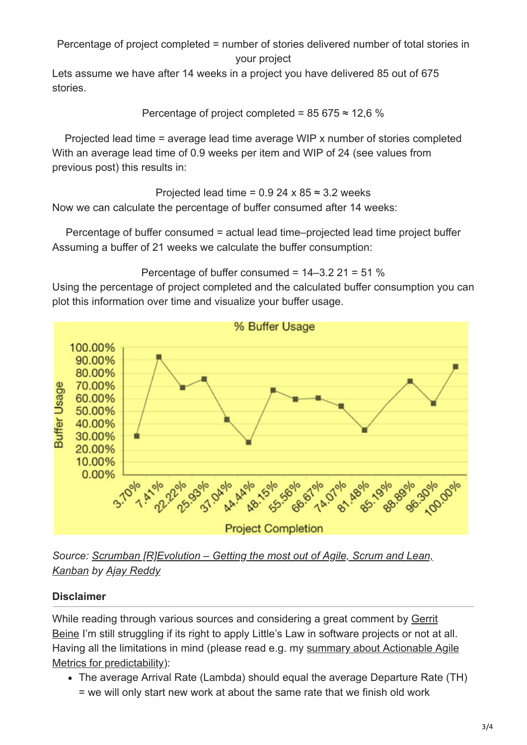$$\text{Percentage of project completed} = \frac{\text{number of stories delivered}}{\text{number of total stories in your project}}$$

Lets assume we have after 14 weeks in a project you have delivered 85 out of 675 stories.

$$\text{Percentage of project completed} = \frac{85}{675} \approx 12{,}6\ \%$$

$$\text{Projected lead time} = \frac{\text{average lead time}}{\text{average WIP}} \times \text{number of stories completed}$$

With an average lead time of 0.9 weeks per item and WIP of 24 (see values from previous post) this results in:

$$\text{Projected lead time} = \frac{0.9}{24} \times 85 \approx 3.2\ \text{weeks}$$

Now we can calculate the percentage of buffer consumed after 14 weeks:

$$\text{Percentage of buffer consumed} = \frac{\text{actual lead time} - \text{projected lead time}}{\text{project buffer}}$$

Assuming a buffer of 21 weeks we calculate the buffer consumption:

$$\text{Percentage of buffer consumed} = \frac{14 - 3.2}{21} = 51\ \%$$

Using the percentage of project completed and the calculated buffer consumption you can plot this information over time and visualize your buffer usage.

*Source: [Scrumban [R]Evolution – Getting the most out of Agile, Scrum and Lean, Kanban](#) by [Ajay Reddy](#)*

**Disclaimer**

While reading through various sources and considering a great comment by [Gerrit Beine](#) I'm still struggling if its right to apply Little's Law in software projects or not at all. Having all the limitations in mind (please read e.g. my [summary about Actionable Agile Metrics for predictability](#)):

- The average Arrival Rate (Lambda) should equal the average Departure Rate (TH) = we will only start new work at about the same rate that we finish old work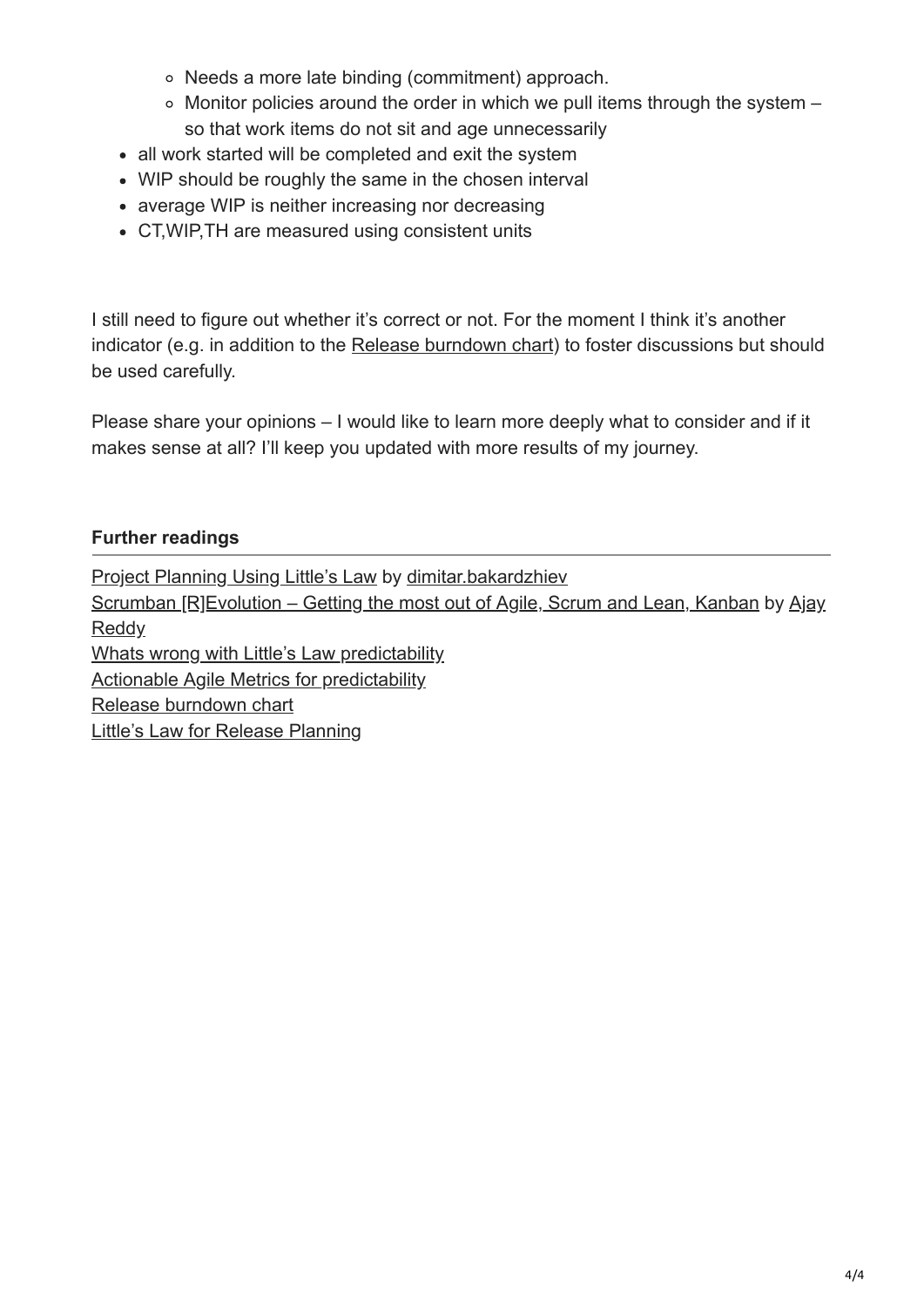- Needs a more late binding (commitment) approach.
    - Monitor policies around the order in which we pull items through the system – so that work items do not sit and age unnecessarily
- all work started will be completed and exit the system
- WIP should be roughly the same in the chosen interval
- average WIP is neither increasing nor decreasing
- CT,WIP,TH are measured using consistent units

I still need to figure out whether it's correct or not. For the moment I think it's another indicator (e.g. in addition to the Release burndown chart) to foster discussions but should be used carefully.

Please share your opinions – I would like to learn more deeply what to consider and if it makes sense at all? I'll keep you updated with more results of my journey.

**Further readings**

Project Planning Using Little's Law by dimitar.bakardzhiev
Scrumban [R]Evolution – Getting the most out of Agile, Scrum and Lean, Kanban by Ajay Reddy
Whats wrong with Little's Law predictability
Actionable Agile Metrics for predictability
Release burndown chart
Little's Law for Release Planning